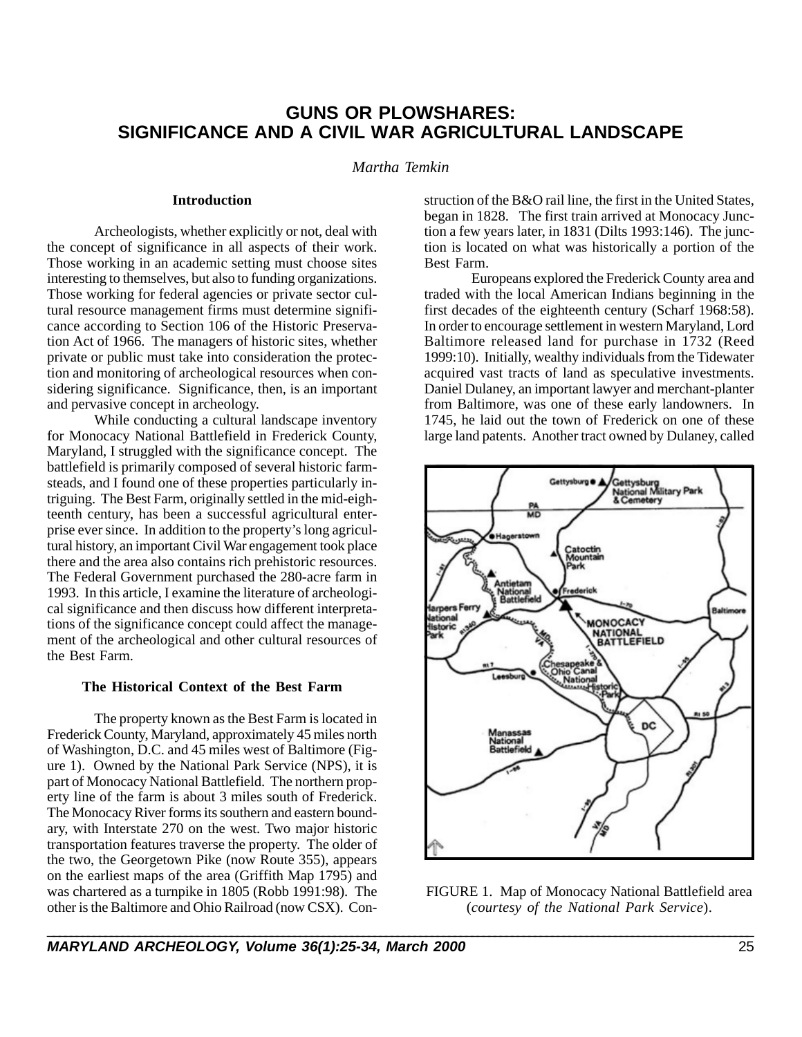# GUNS OR PLOWSHARES: SIGNIFICANCE AND A CIVIL WAR AGRICULTURAL LANDSCAPE

*Martha Temkin*

## Introduction

Archeologists, whether explicitly or not, deal with the concept of significance in all aspects of their work. Those working in an academic setting must choose sites interesting to themselves, but also to funding organizations. Those working for federal agencies or private sector cultural resource management firms must determine significance according to Section 106 of the Historic Preservation Act of 1966. The managers of historic sites, whether private or public must take into consideration the protection and monitoring of archeological resources when considering significance. Significance, then, is an important and pervasive concept in archeology.

While conducting a cultural landscape inventory for Monocacy National Battlefield in Frederick County, Maryland, I struggled with the significance concept. The battlefield is primarily composed of several historic farmsteads, and I found one of these properties particularly intriguing. The Best Farm, originally settled in the mid-eighteenth century, has been a successful agricultural enterprise ever since. In addition to the property's long agricultural history, an important Civil War engagement took place there and the area also contains rich prehistoric resources. The Federal Government purchased the 280-acre farm in 1993. In this article, I examine the literature of archeological significance and then discuss how different interpretations of the significance concept could affect the management of the archeological and other cultural resources of the Best Farm.

## The Historical Context of the Best Farm

The property known as the Best Farm is located in Frederick County, Maryland, approximately 45 miles north of Washington, D.C. and 45 miles west of Baltimore (Figure 1). Owned by the National Park Service (NPS), it is part of Monocacy National Battlefield. The northern property line of the farm is about 3 miles south of Frederick. The Monocacy River forms its southern and eastern boundary, with Interstate 270 on the west. Two major historic transportation features traverse the property. The older of the two, the Georgetown Pike (now Route 355), appears on the earliest maps of the area (Griffith Map 1795) and was chartered as a turnpike in 1805 (Robb 1991:98). The other is the Baltimore and Ohio Railroad (now CSX). Construction of the B&O rail line, the first in the United States, began in 1828. The first train arrived at Monocacy Junction a few years later, in 1831 (Dilts 1993:146). The junction is located on what was historically a portion of the Best Farm.

Europeans explored the Frederick County area and traded with the local American Indians beginning in the first decades of the eighteenth century (Scharf 1968:58). In order to encourage settlement in western Maryland, Lord Baltimore released land for purchase in 1732 (Reed 1999:10). Initially, wealthy individuals from the Tidewater acquired vast tracts of land as speculative investments. Daniel Dulaney, an important lawyer and merchant-planter from Baltimore, was one of these early landowners. In 1745, he laid out the town of Frederick on one of these large land patents. Another tract owned by Dulaney, called

FIGURE 1. Map of Monocacy National Battlefield area (*courtesy of the National Park Service*).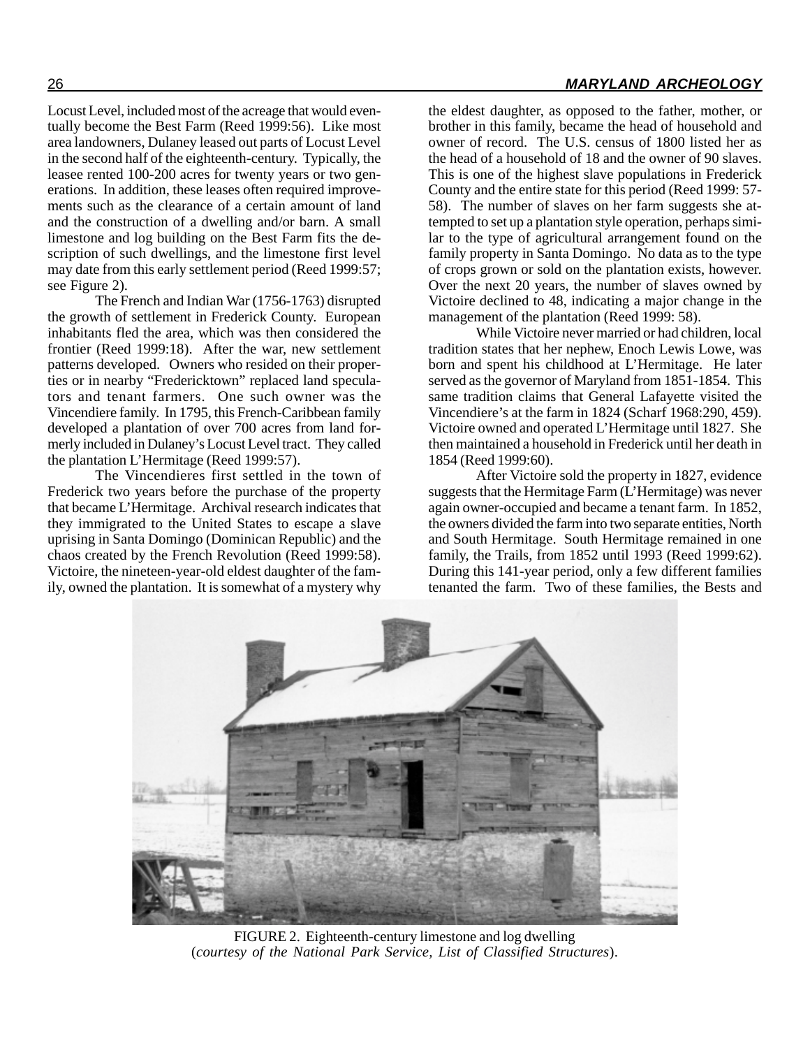Locust Level, included most of the acreage that would eventually become the Best Farm (Reed 1999:56). Like most area landowners, Dulaney leased out parts of Locust Level in the second half of the eighteenth-century. Typically, the leasee rented 100-200 acres for twenty years or two generations. In addition, these leases often required improvements such as the clearance of a certain amount of land and the construction of a dwelling and/or barn. A small limestone and log building on the Best Farm fits the description of such dwellings, and the limestone first level may date from this early settlement period (Reed 1999:57; see Figure 2).

The French and Indian War (1756-1763) disrupted the growth of settlement in Frederick County. European inhabitants fled the area, which was then considered the frontier (Reed 1999:18). After the war, new settlement patterns developed. Owners who resided on their properties or in nearby "Fredericktown" replaced land speculators and tenant farmers. One such owner was the Vincendiere family. In 1795, this French-Caribbean family developed a plantation of over 700 acres from land formerly included in Dulaney's Locust Level tract. They called the plantation L'Hermitage (Reed 1999:57).

The Vincendieres first settled in the town of Frederick two years before the purchase of the property that became L'Hermitage. Archival research indicates that they immigrated to the United States to escape a slave uprising in Santa Domingo (Dominican Republic) and the chaos created by the French Revolution (Reed 1999:58). Victoire, the nineteen-year-old eldest daughter of the family, owned the plantation. It is somewhat of a mystery why the eldest daughter, as opposed to the father, mother, or brother in this family, became the head of household and owner of record. The U.S. census of 1800 listed her as the head of a household of 18 and the owner of 90 slaves. This is one of the highest slave populations in Frederick County and the entire state for this period (Reed 1999: 57-58). The number of slaves on her farm suggests she attempted to set up a plantation style operation, perhaps similar to the type of agricultural arrangement found on the family property in Santa Domingo. No data as to the type of crops grown or sold on the plantation exists, however. Over the next 20 years, the number of slaves owned by Victoire declined to 48, indicating a major change in the management of the plantation (Reed 1999: 58).

While Victoire never married or had children, local tradition states that her nephew, Enoch Lewis Lowe, was born and spent his childhood at L'Hermitage. He later served as the governor of Maryland from 1851-1854. This same tradition claims that General Lafayette visited the Vincendiere's at the farm in 1824 (Scharf 1968:290, 459). Victoire owned and operated L'Hermitage until 1827. She then maintained a household in Frederick until her death in 1854 (Reed 1999:60).

After Victoire sold the property in 1827, evidence suggests that the Hermitage Farm (L'Hermitage) was never again owner-occupied and became a tenant farm. In 1852, the owners divided the farm into two separate entities, North and South Hermitage. South Hermitage remained in one family, the Trails, from 1852 until 1993 (Reed 1999:62). During this 141-year period, only a few different families tenanted the farm. Two of these families, the Bests and

FIGURE 2. Eighteenth-century limestone and log dwelling (*courtesy of the National Park Service, List of Classified Structures*).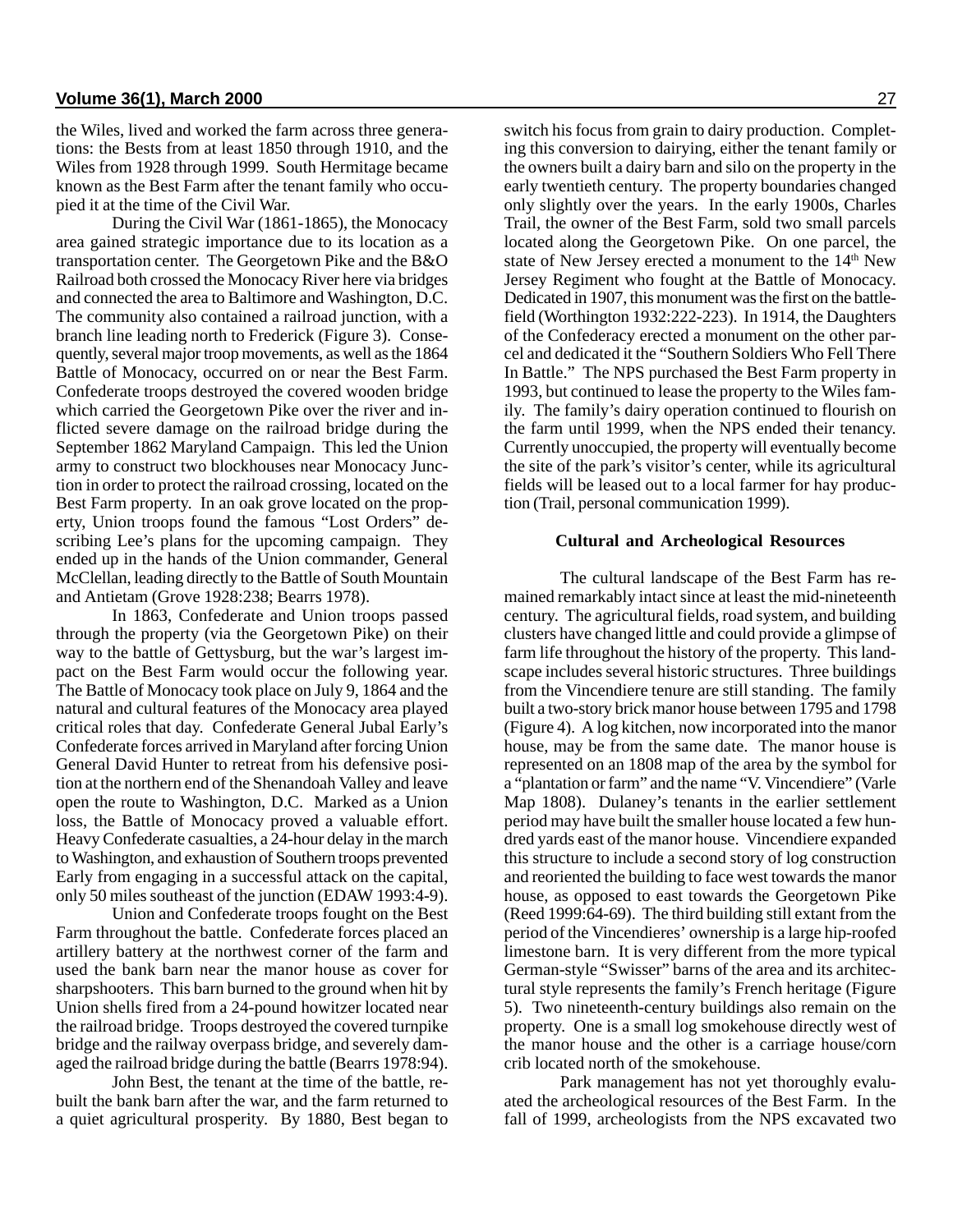the Wiles, lived and worked the farm across three generations: the Bests from at least 1850 through 1910, and the Wiles from 1928 through 1999. South Hermitage became known as the Best Farm after the tenant family who occupied it at the time of the Civil War.

During the Civil War (1861-1865), the Monocacy area gained strategic importance due to its location as a transportation center. The Georgetown Pike and the B&O Railroad both crossed the Monocacy River here via bridges and connected the area to Baltimore and Washington, D.C. The community also contained a railroad junction, with a branch line leading north to Frederick (Figure 3). Consequently, several major troop movements, as well as the 1864 Battle of Monocacy, occurred on or near the Best Farm. Confederate troops destroyed the covered wooden bridge which carried the Georgetown Pike over the river and inflicted severe damage on the railroad bridge during the September 1862 Maryland Campaign. This led the Union army to construct two blockhouses near Monocacy Junction in order to protect the railroad crossing, located on the Best Farm property. In an oak grove located on the property, Union troops found the famous "Lost Orders" describing Lee's plans for the upcoming campaign. They ended up in the hands of the Union commander, General McClellan, leading directly to the Battle of South Mountain and Antietam (Grove 1928:238; Bearrs 1978).

In 1863, Confederate and Union troops passed through the property (via the Georgetown Pike) on their way to the battle of Gettysburg, but the war's largest impact on the Best Farm would occur the following year. The Battle of Monocacy took place on July 9, 1864 and the natural and cultural features of the Monocacy area played critical roles that day. Confederate General Jubal Early's Confederate forces arrived in Maryland after forcing Union General David Hunter to retreat from his defensive position at the northern end of the Shenandoah Valley and leave open the route to Washington, D.C. Marked as a Union loss, the Battle of Monocacy proved a valuable effort. Heavy Confederate casualties, a 24-hour delay in the march to Washington, and exhaustion of Southern troops prevented Early from engaging in a successful attack on the capital, only 50 miles southeast of the junction (EDAW 1993:4-9).

Union and Confederate troops fought on the Best Farm throughout the battle. Confederate forces placed an artillery battery at the northwest corner of the farm and used the bank barn near the manor house as cover for sharpshooters. This barn burned to the ground when hit by Union shells fired from a 24-pound howitzer located near the railroad bridge. Troops destroyed the covered turnpike bridge and the railway overpass bridge, and severely damaged the railroad bridge during the battle (Bearrs 1978:94).

John Best, the tenant at the time of the battle, rebuilt the bank barn after the war, and the farm returned to a quiet agricultural prosperity. By 1880, Best began to switch his focus from grain to dairy production. Completing this conversion to dairying, either the tenant family or the owners built a dairy barn and silo on the property in the early twentieth century. The property boundaries changed only slightly over the years. In the early 1900s, Charles Trail, the owner of the Best Farm, sold two small parcels located along the Georgetown Pike. On one parcel, the state of New Jersey erected a monument to the 14th New Jersey Regiment who fought at the Battle of Monocacy. Dedicated in 1907, this monument was the first on the battlefield (Worthington 1932:222-223). In 1914, the Daughters of the Confederacy erected a monument on the other parcel and dedicated it the "Southern Soldiers Who Fell There In Battle." The NPS purchased the Best Farm property in 1993, but continued to lease the property to the Wiles family. The family's dairy operation continued to flourish on the farm until 1999, when the NPS ended their tenancy. Currently unoccupied, the property will eventually become the site of the park's visitor's center, while its agricultural fields will be leased out to a local farmer for hay production (Trail, personal communication 1999).

### Cultural and Archeological Resources

The cultural landscape of the Best Farm has remained remarkably intact since at least the mid-nineteenth century. The agricultural fields, road system, and building clusters have changed little and could provide a glimpse of farm life throughout the history of the property. This landscape includes several historic structures. Three buildings from the Vincendiere tenure are still standing. The family built a two-story brick manor house between 1795 and 1798 (Figure 4). A log kitchen, now incorporated into the manor house, may be from the same date. The manor house is represented on an 1808 map of the area by the symbol for a "plantation or farm" and the name "V. Vincendiere" (Varle Map 1808). Dulaney's tenants in the earlier settlement period may have built the smaller house located a few hundred yards east of the manor house. Vincendiere expanded this structure to include a second story of log construction and reoriented the building to face west towards the manor house, as opposed to east towards the Georgetown Pike (Reed 1999:64-69). The third building still extant from the period of the Vincendieres' ownership is a large hip-roofed limestone barn. It is very different from the more typical German-style "Swisser" barns of the area and its architectural style represents the family's French heritage (Figure 5). Two nineteenth-century buildings also remain on the property. One is a small log smokehouse directly west of the manor house and the other is a carriage house/corn crib located north of the smokehouse.

Park management has not yet thoroughly evaluated the archeological resources of the Best Farm. In the fall of 1999, archeologists from the NPS excavated two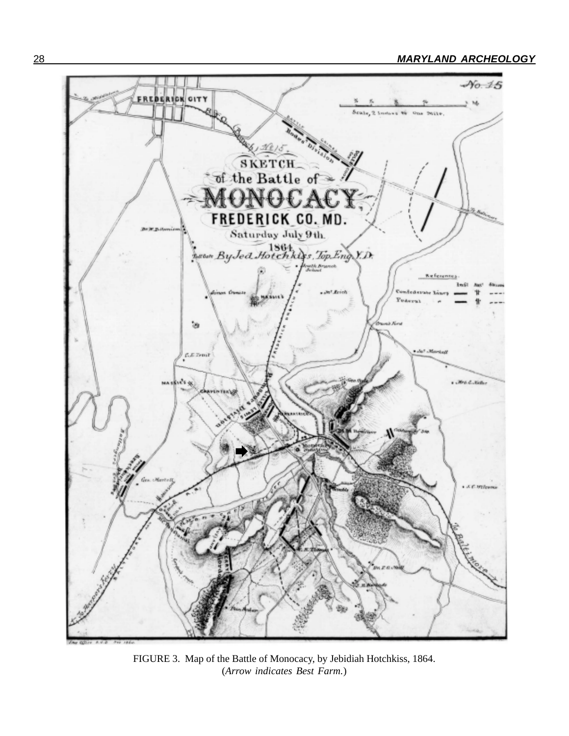FIGURE 3. Map of the Battle of Monocacy, by Jebidiah Hotchkiss, 1864.
(*Arrow indicates Best Farm.*)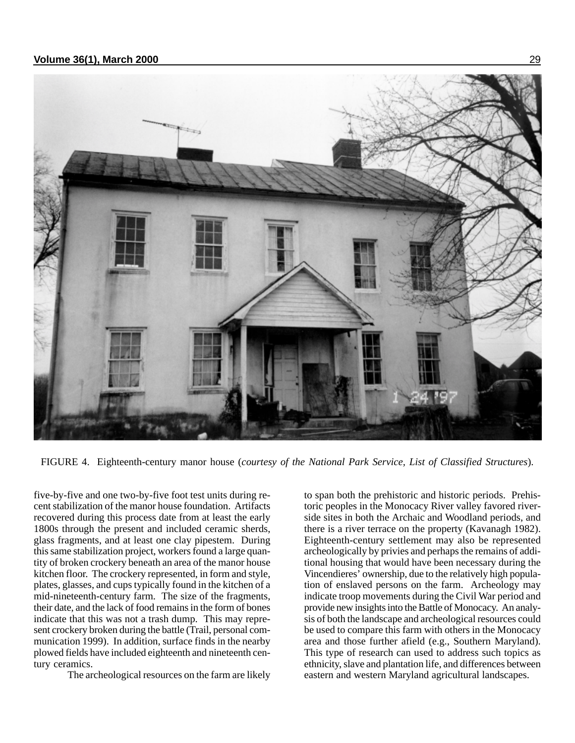FIGURE 4. Eighteenth-century manor house (*courtesy of the National Park Service, List of Classified Structures*).

five-by-five and one two-by-five foot test units during recent stabilization of the manor house foundation. Artifacts recovered during this process date from at least the early 1800s through the present and included ceramic sherds, glass fragments, and at least one clay pipestem. During this same stabilization project, workers found a large quantity of broken crockery beneath an area of the manor house kitchen floor. The crockery represented, in form and style, plates, glasses, and cups typically found in the kitchen of a mid-nineteenth-century farm. The size of the fragments, their date, and the lack of food remains in the form of bones indicate that this was not a trash dump. This may represent crockery broken during the battle (Trail, personal communication 1999). In addition, surface finds in the nearby plowed fields have included eighteenth and nineteenth century ceramics.

The archeological resources on the farm are likely to span both the prehistoric and historic periods. Prehistoric peoples in the Monocacy River valley favored riverside sites in both the Archaic and Woodland periods, and there is a river terrace on the property (Kavanagh 1982). Eighteenth-century settlement may also be represented archeologically by privies and perhaps the remains of additional housing that would have been necessary during the Vincendieres' ownership, due to the relatively high population of enslaved persons on the farm. Archeology may indicate troop movements during the Civil War period and provide new insights into the Battle of Monocacy. An analysis of both the landscape and archeological resources could be used to compare this farm with others in the Monocacy area and those further afield (e.g., Southern Maryland). This type of research can used to address such topics as ethnicity, slave and plantation life, and differences between eastern and western Maryland agricultural landscapes.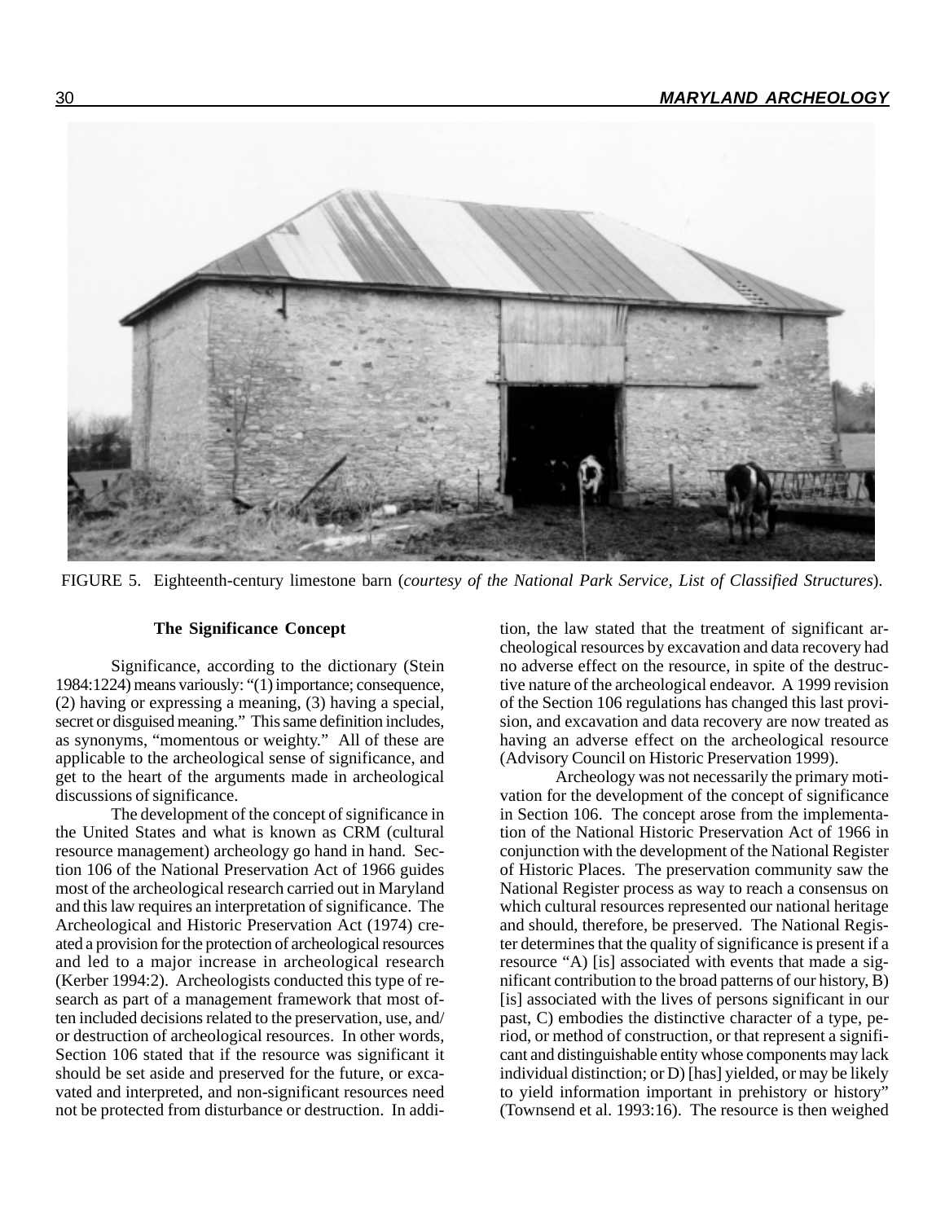FIGURE 5. Eighteenth-century limestone barn (*courtesy of the National Park Service, List of Classified Structures*).

### The Significance Concept

Significance, according to the dictionary (Stein 1984:1224) means variously: "(1) importance; consequence, (2) having or expressing a meaning, (3) having a special, secret or disguised meaning." This same definition includes, as synonyms, "momentous or weighty." All of these are applicable to the archeological sense of significance, and get to the heart of the arguments made in archeological discussions of significance.

The development of the concept of significance in the United States and what is known as CRM (cultural resource management) archeology go hand in hand. Section 106 of the National Preservation Act of 1966 guides most of the archeological research carried out in Maryland and this law requires an interpretation of significance. The Archeological and Historic Preservation Act (1974) created a provision for the protection of archeological resources and led to a major increase in archeological research (Kerber 1994:2). Archeologists conducted this type of research as part of a management framework that most often included decisions related to the preservation, use, and/or destruction of archeological resources. In other words, Section 106 stated that if the resource was significant it should be set aside and preserved for the future, or excavated and interpreted, and non-significant resources need not be protected from disturbance or destruction. In addition, the law stated that the treatment of significant archeological resources by excavation and data recovery had no adverse effect on the resource, in spite of the destructive nature of the archeological endeavor. A 1999 revision of the Section 106 regulations has changed this last provision, and excavation and data recovery are now treated as having an adverse effect on the archeological resource (Advisory Council on Historic Preservation 1999).

Archeology was not necessarily the primary motivation for the development of the concept of significance in Section 106. The concept arose from the implementation of the National Historic Preservation Act of 1966 in conjunction with the development of the National Register of Historic Places. The preservation community saw the National Register process as way to reach a consensus on which cultural resources represented our national heritage and should, therefore, be preserved. The National Register determines that the quality of significance is present if a resource "A) [is] associated with events that made a significant contribution to the broad patterns of our history, B) [is] associated with the lives of persons significant in our past, C) embodies the distinctive character of a type, period, or method of construction, or that represent a significant and distinguishable entity whose components may lack individual distinction; or D) [has] yielded, or may be likely to yield information important in prehistory or history" (Townsend et al. 1993:16). The resource is then weighed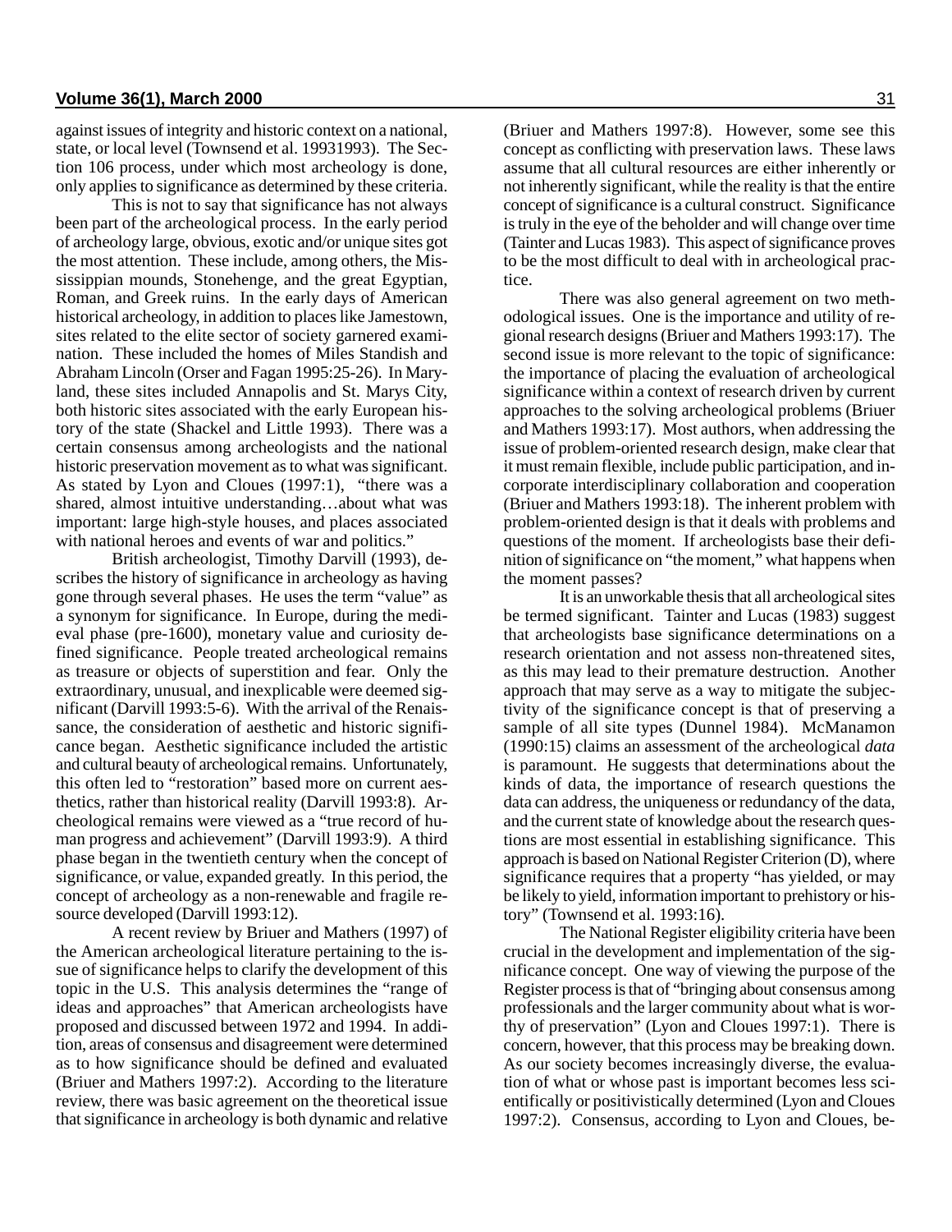against issues of integrity and historic context on a national, state, or local level (Townsend et al. 19931993). The Section 106 process, under which most archeology is done, only applies to significance as determined by these criteria.

This is not to say that significance has not always been part of the archeological process. In the early period of archeology large, obvious, exotic and/or unique sites got the most attention. These include, among others, the Mississippian mounds, Stonehenge, and the great Egyptian, Roman, and Greek ruins. In the early days of American historical archeology, in addition to places like Jamestown, sites related to the elite sector of society garnered examination. These included the homes of Miles Standish and Abraham Lincoln (Orser and Fagan 1995:25-26). In Maryland, these sites included Annapolis and St. Marys City, both historic sites associated with the early European history of the state (Shackel and Little 1993). There was a certain consensus among archeologists and the national historic preservation movement as to what was significant. As stated by Lyon and Cloues (1997:1), "there was a shared, almost intuitive understanding…about what was important: large high-style houses, and places associated with national heroes and events of war and politics."

British archeologist, Timothy Darvill (1993), describes the history of significance in archeology as having gone through several phases. He uses the term "value" as a synonym for significance. In Europe, during the medieval phase (pre-1600), monetary value and curiosity defined significance. People treated archeological remains as treasure or objects of superstition and fear. Only the extraordinary, unusual, and inexplicable were deemed significant (Darvill 1993:5-6). With the arrival of the Renaissance, the consideration of aesthetic and historic significance began. Aesthetic significance included the artistic and cultural beauty of archeological remains. Unfortunately, this often led to "restoration" based more on current aesthetics, rather than historical reality (Darvill 1993:8). Archeological remains were viewed as a "true record of human progress and achievement" (Darvill 1993:9). A third phase began in the twentieth century when the concept of significance, or value, expanded greatly. In this period, the concept of archeology as a non-renewable and fragile resource developed (Darvill 1993:12).

A recent review by Briuer and Mathers (1997) of the American archeological literature pertaining to the issue of significance helps to clarify the development of this topic in the U.S. This analysis determines the "range of ideas and approaches" that American archeologists have proposed and discussed between 1972 and 1994. In addition, areas of consensus and disagreement were determined as to how significance should be defined and evaluated (Briuer and Mathers 1997:2). According to the literature review, there was basic agreement on the theoretical issue that significance in archeology is both dynamic and relative (Briuer and Mathers 1997:8). However, some see this concept as conflicting with preservation laws. These laws assume that all cultural resources are either inherently or not inherently significant, while the reality is that the entire concept of significance is a cultural construct. Significance is truly in the eye of the beholder and will change over time (Tainter and Lucas 1983). This aspect of significance proves to be the most difficult to deal with in archeological practice.

There was also general agreement on two methodological issues. One is the importance and utility of regional research designs (Briuer and Mathers 1993:17). The second issue is more relevant to the topic of significance: the importance of placing the evaluation of archeological significance within a context of research driven by current approaches to the solving archeological problems (Briuer and Mathers 1993:17). Most authors, when addressing the issue of problem-oriented research design, make clear that it must remain flexible, include public participation, and incorporate interdisciplinary collaboration and cooperation (Briuer and Mathers 1993:18). The inherent problem with problem-oriented design is that it deals with problems and questions of the moment. If archeologists base their definition of significance on "the moment," what happens when the moment passes?

It is an unworkable thesis that all archeological sites be termed significant. Tainter and Lucas (1983) suggest that archeologists base significance determinations on a research orientation and not assess non-threatened sites, as this may lead to their premature destruction. Another approach that may serve as a way to mitigate the subjectivity of the significance concept is that of preserving a sample of all site types (Dunnel 1984). McManamon (1990:15) claims an assessment of the archeological *data* is paramount. He suggests that determinations about the kinds of data, the importance of research questions the data can address, the uniqueness or redundancy of the data, and the current state of knowledge about the research questions are most essential in establishing significance. This approach is based on National Register Criterion (D), where significance requires that a property "has yielded, or may be likely to yield, information important to prehistory or history" (Townsend et al. 1993:16).

The National Register eligibility criteria have been crucial in the development and implementation of the significance concept. One way of viewing the purpose of the Register process is that of "bringing about consensus among professionals and the larger community about what is worthy of preservation" (Lyon and Cloues 1997:1). There is concern, however, that this process may be breaking down. As our society becomes increasingly diverse, the evaluation of what or whose past is important becomes less scientifically or positivistically determined (Lyon and Cloues 1997:2). Consensus, according to Lyon and Cloues, be-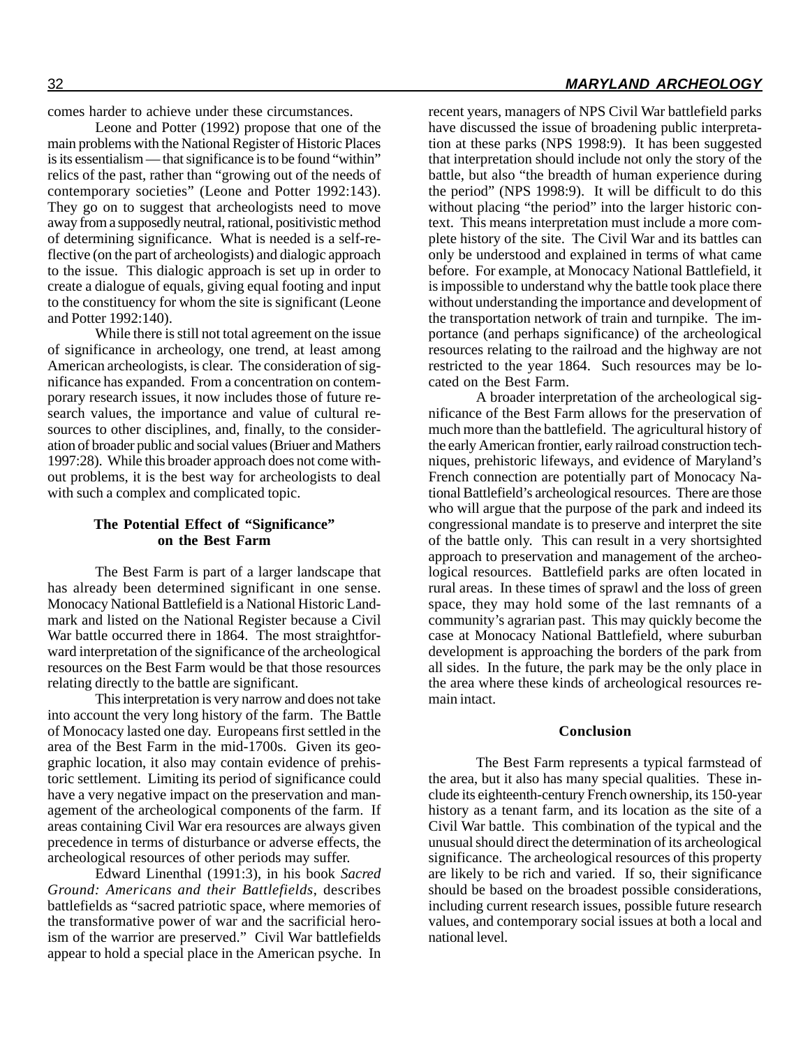comes harder to achieve under these circumstances.

Leone and Potter (1992) propose that one of the main problems with the National Register of Historic Places is its essentialism — that significance is to be found "within" relics of the past, rather than "growing out of the needs of contemporary societies" (Leone and Potter 1992:143). They go on to suggest that archeologists need to move away from a supposedly neutral, rational, positivistic method of determining significance. What is needed is a self-reflective (on the part of archeologists) and dialogic approach to the issue. This dialogic approach is set up in order to create a dialogue of equals, giving equal footing and input to the constituency for whom the site is significant (Leone and Potter 1992:140).

While there is still not total agreement on the issue of significance in archeology, one trend, at least among American archeologists, is clear. The consideration of significance has expanded. From a concentration on contemporary research issues, it now includes those of future research values, the importance and value of cultural resources to other disciplines, and, finally, to the consideration of broader public and social values (Briuer and Mathers 1997:28). While this broader approach does not come without problems, it is the best way for archeologists to deal with such a complex and complicated topic.

### The Potential Effect of "Significance" on the Best Farm

The Best Farm is part of a larger landscape that has already been determined significant in one sense. Monocacy National Battlefield is a National Historic Landmark and listed on the National Register because a Civil War battle occurred there in 1864. The most straightforward interpretation of the significance of the archeological resources on the Best Farm would be that those resources relating directly to the battle are significant.

This interpretation is very narrow and does not take into account the very long history of the farm. The Battle of Monocacy lasted one day. Europeans first settled in the area of the Best Farm in the mid-1700s. Given its geographic location, it also may contain evidence of prehistoric settlement. Limiting its period of significance could have a very negative impact on the preservation and management of the archeological components of the farm. If areas containing Civil War era resources are always given precedence in terms of disturbance or adverse effects, the archeological resources of other periods may suffer.

Edward Linenthal (1991:3), in his book *Sacred Ground: Americans and their Battlefields*, describes battlefields as "sacred patriotic space, where memories of the transformative power of war and the sacrificial heroism of the warrior are preserved." Civil War battlefields appear to hold a special place in the American psyche. In recent years, managers of NPS Civil War battlefield parks have discussed the issue of broadening public interpretation at these parks (NPS 1998:9). It has been suggested that interpretation should include not only the story of the battle, but also "the breadth of human experience during the period" (NPS 1998:9). It will be difficult to do this without placing "the period" into the larger historic context. This means interpretation must include a more complete history of the site. The Civil War and its battles can only be understood and explained in terms of what came before. For example, at Monocacy National Battlefield, it is impossible to understand why the battle took place there without understanding the importance and development of the transportation network of train and turnpike. The importance (and perhaps significance) of the archeological resources relating to the railroad and the highway are not restricted to the year 1864. Such resources may be located on the Best Farm.

A broader interpretation of the archeological significance of the Best Farm allows for the preservation of much more than the battlefield. The agricultural history of the early American frontier, early railroad construction techniques, prehistoric lifeways, and evidence of Maryland's French connection are potentially part of Monocacy National Battlefield's archeological resources. There are those who will argue that the purpose of the park and indeed its congressional mandate is to preserve and interpret the site of the battle only. This can result in a very shortsighted approach to preservation and management of the archeological resources. Battlefield parks are often located in rural areas. In these times of sprawl and the loss of green space, they may hold some of the last remnants of a community's agrarian past. This may quickly become the case at Monocacy National Battlefield, where suburban development is approaching the borders of the park from all sides. In the future, the park may be the only place in the area where these kinds of archeological resources remain intact.

### Conclusion

The Best Farm represents a typical farmstead of the area, but it also has many special qualities. These include its eighteenth-century French ownership, its 150-year history as a tenant farm, and its location as the site of a Civil War battle. This combination of the typical and the unusual should direct the determination of its archeological significance. The archeological resources of this property are likely to be rich and varied. If so, their significance should be based on the broadest possible considerations, including current research issues, possible future research values, and contemporary social issues at both a local and national level.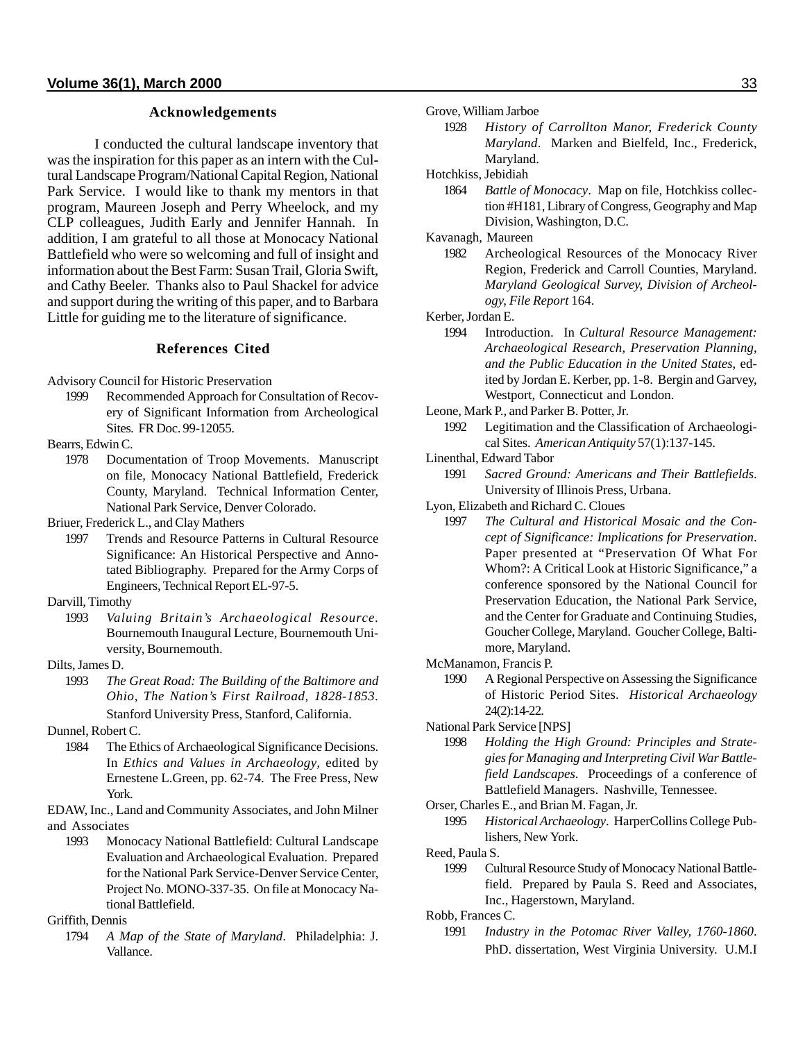### Acknowledgements

I conducted the cultural landscape inventory that was the inspiration for this paper as an intern with the Cultural Landscape Program/National Capital Region, National Park Service. I would like to thank my mentors in that program, Maureen Joseph and Perry Wheelock, and my CLP colleagues, Judith Early and Jennifer Hannah. In addition, I am grateful to all those at Monocacy National Battlefield who were so welcoming and full of insight and information about the Best Farm: Susan Trail, Gloria Swift, and Cathy Beeler. Thanks also to Paul Shackel for advice and support during the writing of this paper, and to Barbara Little for guiding me to the literature of significance.

### References Cited

Advisory Council for Historic Preservation
 1999 Recommended Approach for Consultation of Recovery of Significant Information from Archeological Sites. FR Doc. 99-12055.

Bearrs, Edwin C.
 1978 Documentation of Troop Movements. Manuscript on file, Monocacy National Battlefield, Frederick County, Maryland. Technical Information Center, National Park Service, Denver Colorado.

Briuer, Frederick L., and Clay Mathers
 1997 Trends and Resource Patterns in Cultural Resource Significance: An Historical Perspective and Annotated Bibliography. Prepared for the Army Corps of Engineers, Technical Report EL-97-5.

Darvill, Timothy
 1993 *Valuing Britain's Archaeological Resource*. Bournemouth Inaugural Lecture, Bournemouth University, Bournemouth.

Dilts, James D.
 1993 *The Great Road: The Building of the Baltimore and Ohio, The Nation's First Railroad, 1828-1853*. Stanford University Press, Stanford, California.

Dunnel, Robert C.
 1984 The Ethics of Archaeological Significance Decisions. In *Ethics and Values in Archaeology*, edited by Ernestene L.Green, pp. 62-74. The Free Press, New York.

EDAW, Inc., Land and Community Associates, and John Milner and Associates
 1993 Monocacy National Battlefield: Cultural Landscape Evaluation and Archaeological Evaluation. Prepared for the National Park Service-Denver Service Center, Project No. MONO-337-35. On file at Monocacy National Battlefield.

Griffith, Dennis
 1794 *A Map of the State of Maryland*. Philadelphia: J. Vallance.

Grove, William Jarboe
 1928 *History of Carrollton Manor, Frederick County Maryland*. Marken and Bielfeld, Inc., Frederick, Maryland.

Hotchkiss, Jebidiah
 1864 *Battle of Monocacy*. Map on file, Hotchkiss collection #H181, Library of Congress, Geography and Map Division, Washington, D.C.

Kavanagh, Maureen
 1982 Archeological Resources of the Monocacy River Region, Frederick and Carroll Counties, Maryland. *Maryland Geological Survey, Division of Archeology, File Report* 164.

Kerber, Jordan E.
 1994 Introduction. In *Cultural Resource Management: Archaeological Research, Preservation Planning, and the Public Education in the United States*, edited by Jordan E. Kerber, pp. 1-8. Bergin and Garvey, Westport, Connecticut and London.

Leone, Mark P., and Parker B. Potter, Jr.
 1992 Legitimation and the Classification of Archaeological Sites. *American Antiquity* 57(1):137-145.

Linenthal, Edward Tabor
 1991 *Sacred Ground: Americans and Their Battlefields*. University of Illinois Press, Urbana.

Lyon, Elizabeth and Richard C. Cloues
 1997 *The Cultural and Historical Mosaic and the Concept of Significance: Implications for Preservation*. Paper presented at "Preservation Of What For Whom?: A Critical Look at Historic Significance," a conference sponsored by the National Council for Preservation Education, the National Park Service, and the Center for Graduate and Continuing Studies, Goucher College, Maryland. Goucher College, Baltimore, Maryland.

McManamon, Francis P.
 1990 A Regional Perspective on Assessing the Significance of Historic Period Sites. *Historical Archaeology* 24(2):14-22.

National Park Service [NPS]
 1998 *Holding the High Ground: Principles and Strategies for Managing and Interpreting Civil War Battlefield Landscapes*. Proceedings of a conference of Battlefield Managers. Nashville, Tennessee.

Orser, Charles E., and Brian M. Fagan, Jr.
 1995 *Historical Archaeology*. HarperCollins College Publishers, New York.

Reed, Paula S.
 1999 Cultural Resource Study of Monocacy National Battlefield. Prepared by Paula S. Reed and Associates, Inc., Hagerstown, Maryland.

Robb, Frances C.
 1991 *Industry in the Potomac River Valley, 1760-1860*. PhD. dissertation, West Virginia University. U.M.I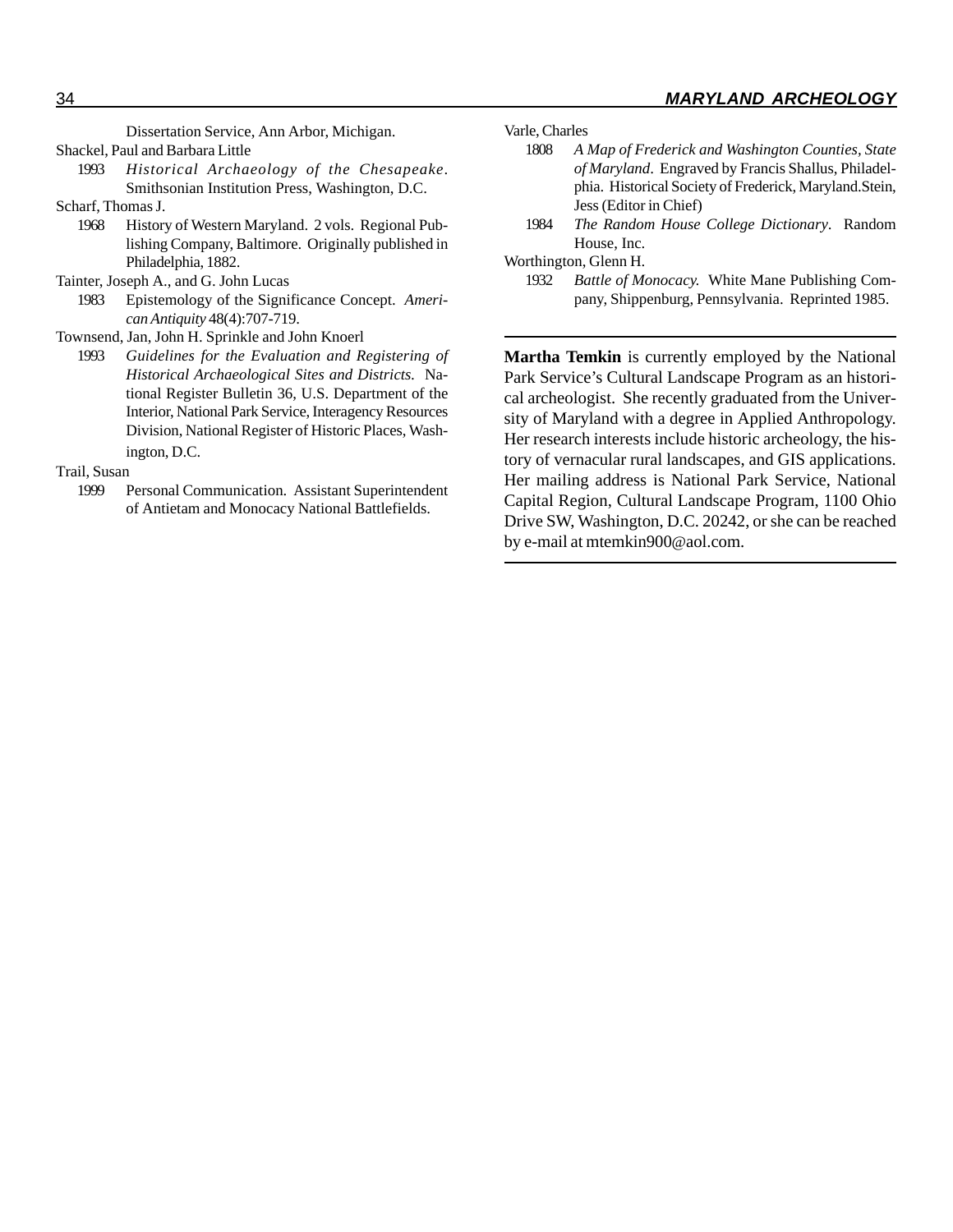Dissertation Service, Ann Arbor, Michigan.

Shackel, Paul and Barbara Little

1993 *Historical Archaeology of the Chesapeake*. Smithsonian Institution Press, Washington, D.C.

Scharf, Thomas J.

1968 History of Western Maryland. 2 vols. Regional Publishing Company, Baltimore. Originally published in Philadelphia, 1882.

Tainter, Joseph A., and G. John Lucas

1983 Epistemology of the Significance Concept. *American Antiquity* 48(4):707-719.

Townsend, Jan, John H. Sprinkle and John Knoerl

1993 *Guidelines for the Evaluation and Registering of Historical Archaeological Sites and Districts.* National Register Bulletin 36, U.S. Department of the Interior, National Park Service, Interagency Resources Division, National Register of Historic Places, Washington, D.C.

Trail, Susan

1999 Personal Communication. Assistant Superintendent of Antietam and Monocacy National Battlefields.

Varle, Charles

1808 *A Map of Frederick and Washington Counties, State of Maryland*. Engraved by Francis Shallus, Philadelphia. Historical Society of Frederick, Maryland.Stein, Jess (Editor in Chief)

1984 *The Random House College Dictionary*. Random House, Inc.

Worthington, Glenn H.

1932 *Battle of Monocacy.* White Mane Publishing Company, Shippenburg, Pennsylvania. Reprinted 1985.

---

**Martha Temkin** is currently employed by the National Park Service's Cultural Landscape Program as an historical archeologist. She recently graduated from the University of Maryland with a degree in Applied Anthropology. Her research interests include historic archeology, the history of vernacular rural landscapes, and GIS applications. Her mailing address is National Park Service, National Capital Region, Cultural Landscape Program, 1100 Ohio Drive SW, Washington, D.C. 20242, or she can be reached by e-mail at mtemkin900@aol.com.

---